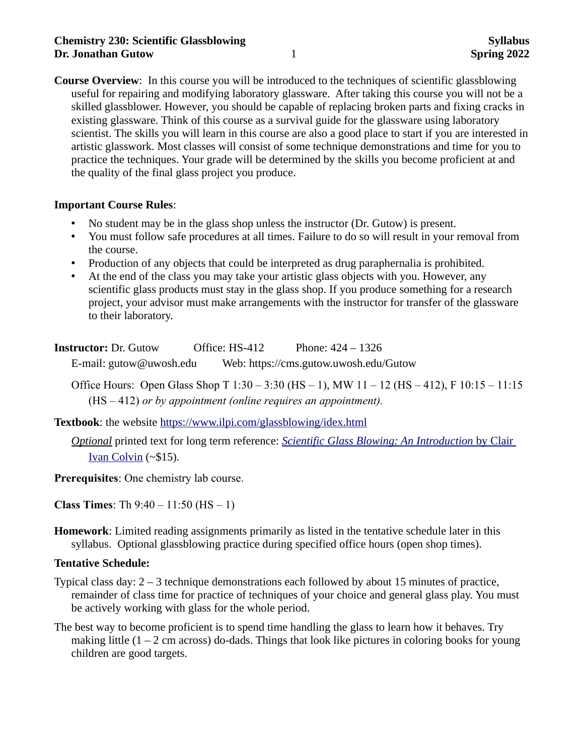**Course Overview**: In this course you will be introduced to the techniques of scientific glassblowing useful for repairing and modifying laboratory glassware. After taking this course you will not be a skilled glassblower. However, you should be capable of replacing broken parts and fixing cracks in existing glassware. Think of this course as a survival guide for the glassware using laboratory scientist. The skills you will learn in this course are also a good place to start if you are interested in artistic glasswork. Most classes will consist of some technique demonstrations and time for you to practice the techniques. Your grade will be determined by the skills you become proficient at and the quality of the final glass project you produce.

**Important Course Rules**:

- No student may be in the glass shop unless the instructor (Dr. Gutow) is present.
- You must follow safe procedures at all times. Failure to do so will result in your removal from the course.
- Production of any objects that could be interpreted as drug paraphernalia is prohibited.
- At the end of the class you may take your artistic glass objects with you. However, any scientific glass products must stay in the glass shop. If you produce something for a research project, your advisor must make arrangements with the instructor for transfer of the glassware to their laboratory.

**Instructor:** Dr. Gutow Office: HS-412 Phone: 424 – 1326

E-mail: gutow@uwosh.edu Web: https://cms.gutow.uwosh.edu/Gutow

Office Hours: Open Glass Shop T 1:30 – 3:30 (HS – 1), MW 11 – 12 (HS – 412), F 10:15 – 11:15 (HS – 412) *or by appointment (online requires an appointment).*

**Textbook**: the website [https://www.ilpi.com/glassblowing/idex.html](https://www.ilpi.com/glassblowing/idex.html)

***Optional*** printed text for long term reference: [*Scientific Glass Blowing: An Introduction* by Clair Ivan Colvin]() (~$15).

**Prerequisites**: One chemistry lab course.

**Class Times**: Th 9:40 – 11:50 (HS – 1)

**Homework**: Limited reading assignments primarily as listed in the tentative schedule later in this syllabus. Optional glassblowing practice during specified office hours (open shop times).

**Tentative Schedule:**

Typical class day: 2 – 3 technique demonstrations each followed by about 15 minutes of practice, remainder of class time for practice of techniques of your choice and general glass play. You must be actively working with glass for the whole period.

The best way to become proficient is to spend time handling the glass to learn how it behaves. Try making little (1 – 2 cm across) do-dads. Things that look like pictures in coloring books for young children are good targets.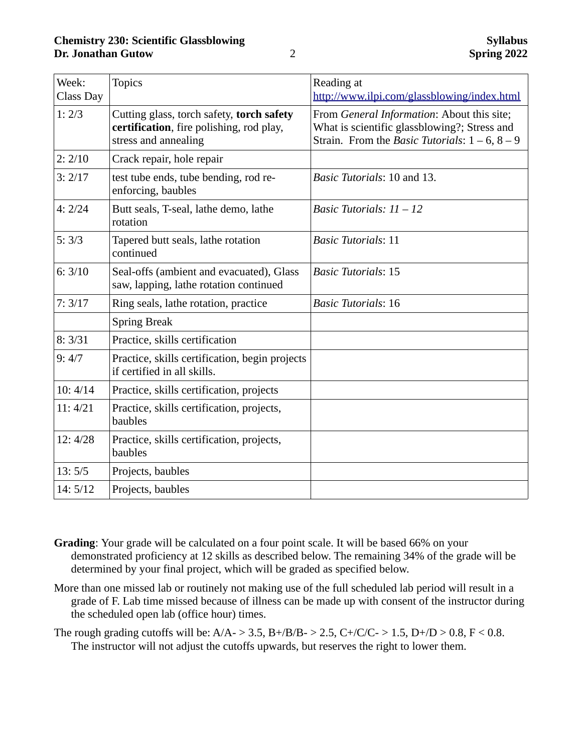| Week: Class Day | Topics | Reading at [http://www.ilpi.com/glassblowing/index.html](http://www.ilpi.com/glassblowing/index.html) |
|---|---|---|
| 1: 2/3 | Cutting glass, torch safety, **torch safety certification**, fire polishing, rod play, stress and annealing | From *General Information*: About this site; What is scientific glassblowing?; Stress and Strain. From the *Basic Tutorials*: 1 – 6, 8 – 9 |
| 2: 2/10 | Crack repair, hole repair | |
| 3: 2/17 | test tube ends, tube bending, rod re-enforcing, baubles | *Basic Tutorials*: 10 and 13. |
| 4: 2/24 | Butt seals, T-seal, lathe demo, lathe rotation | *Basic Tutorials: 11 – 12* |
| 5: 3/3 | Tapered butt seals, lathe rotation continued | *Basic Tutorials*: 11 |
| 6: 3/10 | Seal-offs (ambient and evacuated), Glass saw, lapping, lathe rotation continued | *Basic Tutorials*: 15 |
| 7: 3/17 | Ring seals, lathe rotation, practice | *Basic Tutorials*: 16 |
| | Spring Break | |
| 8: 3/31 | Practice, skills certification | |
| 9: 4/7 | Practice, skills certification, begin projects if certified in all skills. | |
| 10: 4/14 | Practice, skills certification, projects | |
| 11: 4/21 | Practice, skills certification, projects, baubles | |
| 12: 4/28 | Practice, skills certification, projects, baubles | |
| 13: 5/5 | Projects, baubles | |
| 14: 5/12 | Projects, baubles | |

**Grading**: Your grade will be calculated on a four point scale. It will be based 66% on your demonstrated proficiency at 12 skills as described below. The remaining 34% of the grade will be determined by your final project, which will be graded as specified below.

More than one missed lab or routinely not making use of the full scheduled lab period will result in a grade of F. Lab time missed because of illness can be made up with consent of the instructor during the scheduled open lab (office hour) times.

The rough grading cutoffs will be: A/A- > 3.5, B+/B/B- > 2.5, C+/C/C- > 1.5, D+/D > 0.8, F < 0.8. The instructor will not adjust the cutoffs upwards, but reserves the right to lower them.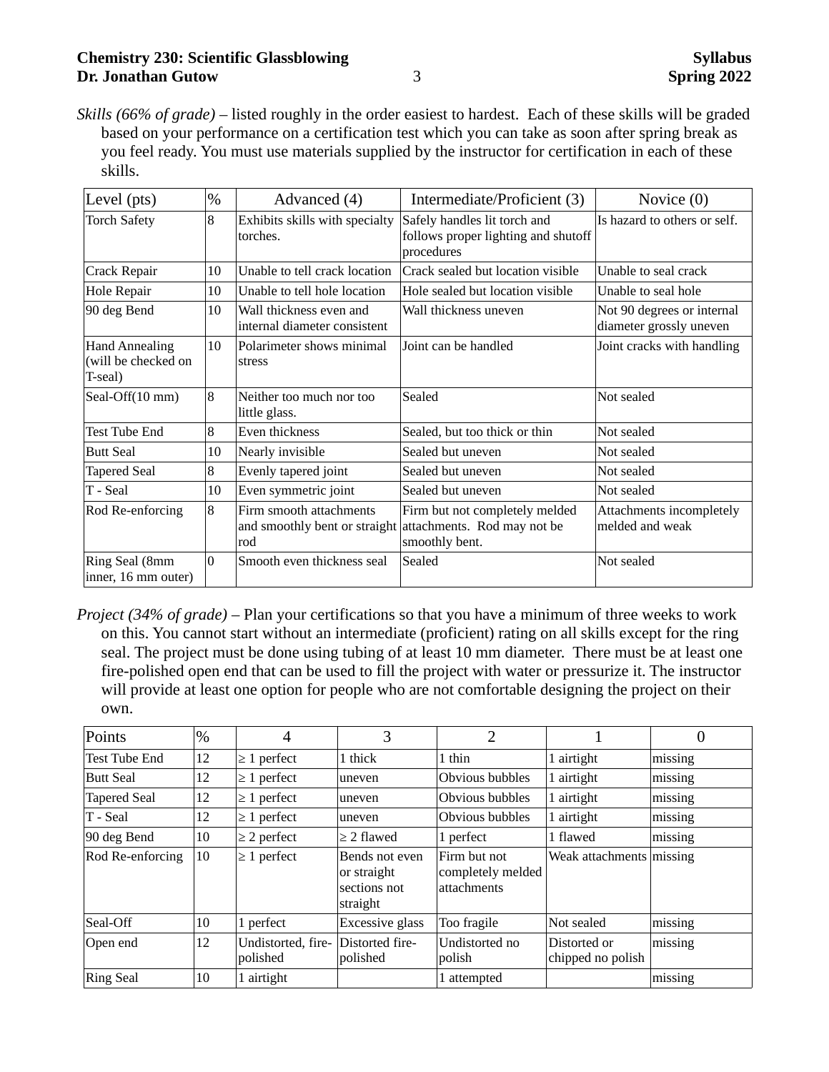*Skills (66% of grade)* – listed roughly in the order easiest to hardest. Each of these skills will be graded based on your performance on a certification test which you can take as soon after spring break as you feel ready. You must use materials supplied by the instructor for certification in each of these skills.

| Level (pts) | % | Advanced (4) | Intermediate/Proficient (3) | Novice (0) |
|---|---|---|---|---|
| Torch Safety | 8 | Exhibits skills with specialty torches. | Safely handles lit torch and follows proper lighting and shutoff procedures | Is hazard to others or self. |
| Crack Repair | 10 | Unable to tell crack location | Crack sealed but location visible | Unable to seal crack |
| Hole Repair | 10 | Unable to tell hole location | Hole sealed but location visible | Unable to seal hole |
| 90 deg Bend | 10 | Wall thickness even and internal diameter consistent | Wall thickness uneven | Not 90 degrees or internal diameter grossly uneven |
| Hand Annealing (will be checked on T-seal) | 10 | Polarimeter shows minimal stress | Joint can be handled | Joint cracks with handling |
| Seal-Off(10 mm) | 8 | Neither too much nor too little glass. | Sealed | Not sealed |
| Test Tube End | 8 | Even thickness | Sealed, but too thick or thin | Not sealed |
| Butt Seal | 10 | Nearly invisible | Sealed but uneven | Not sealed |
| Tapered Seal | 8 | Evenly tapered joint | Sealed but uneven | Not sealed |
| T - Seal | 10 | Even symmetric joint | Sealed but uneven | Not sealed |
| Rod Re-enforcing | 8 | Firm smooth attachments and smoothly bent or straight rod | Firm but not completely melded attachments. Rod may not be smoothly bent. | Attachments incompletely melded and weak |
| Ring Seal (8mm inner, 16 mm outer) | 0 | Smooth even thickness seal | Sealed | Not sealed |

*Project (34% of grade)* – Plan your certifications so that you have a minimum of three weeks to work on this. You cannot start without an intermediate (proficient) rating on all skills except for the ring seal. The project must be done using tubing of at least 10 mm diameter. There must be at least one fire-polished open end that can be used to fill the project with water or pressurize it. The instructor will provide at least one option for people who are not comfortable designing the project on their own.

| Points | % | 4 | 3 | 2 | 1 | 0 |
|---|---|---|---|---|---|---|
| Test Tube End | 12 | ≥ 1 perfect | 1 thick | 1 thin | 1 airtight | missing |
| Butt Seal | 12 | ≥ 1 perfect | uneven | Obvious bubbles | 1 airtight | missing |
| Tapered Seal | 12 | ≥ 1 perfect | uneven | Obvious bubbles | 1 airtight | missing |
| T - Seal | 12 | ≥ 1 perfect | uneven | Obvious bubbles | 1 airtight | missing |
| 90 deg Bend | 10 | ≥ 2 perfect | ≥ 2 flawed | 1 perfect | 1 flawed | missing |
| Rod Re-enforcing | 10 | ≥ 1 perfect | Bends not even or straight sections not straight | Firm but not completely melded attachments | Weak attachments | missing |
| Seal-Off | 10 | 1 perfect | Excessive glass | Too fragile | Not sealed | missing |
| Open end | 12 | Undistorted, fire-polished | Distorted fire-polished | Undistorted no polish | Distorted or chipped no polish | missing |
| Ring Seal | 10 | 1 airtight | | 1 attempted | | missing |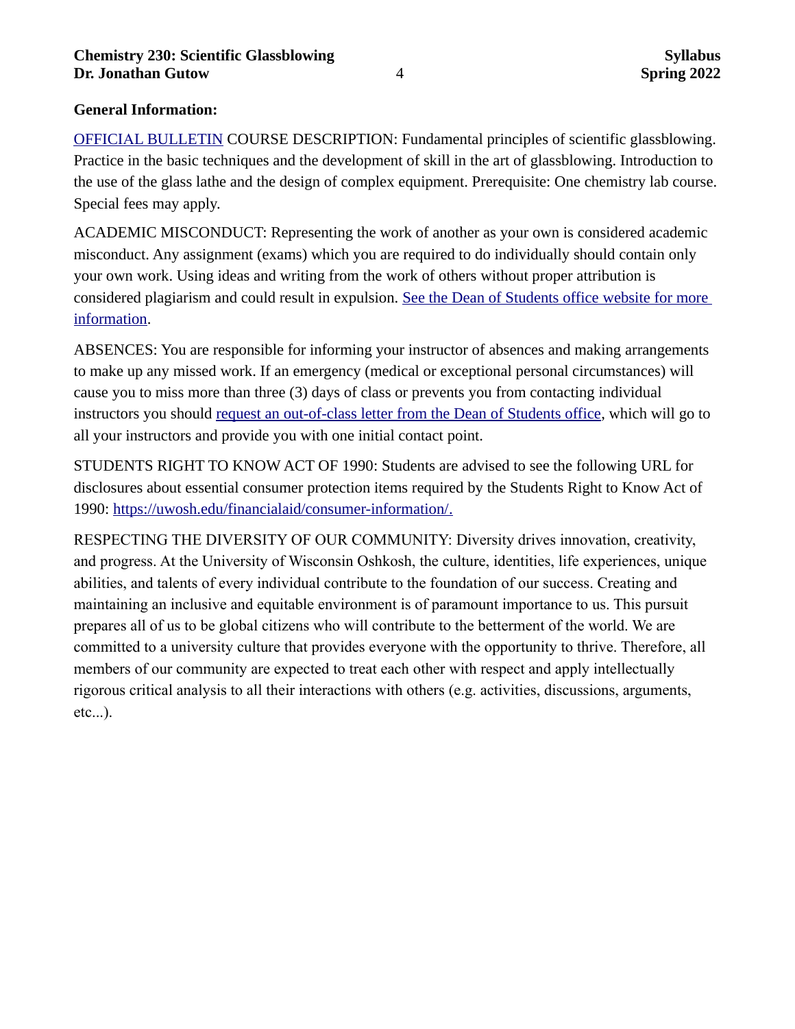**General Information:**

OFFICIAL BULLETIN COURSE DESCRIPTION: Fundamental principles of scientific glassblowing. Practice in the basic techniques and the development of skill in the art of glassblowing. Introduction to the use of the glass lathe and the design of complex equipment. Prerequisite: One chemistry lab course. Special fees may apply.

ACADEMIC MISCONDUCT: Representing the work of another as your own is considered academic misconduct. Any assignment (exams) which you are required to do individually should contain only your own work. Using ideas and writing from the work of others without proper attribution is considered plagiarism and could result in expulsion. See the Dean of Students office website for more information.

ABSENCES: You are responsible for informing your instructor of absences and making arrangements to make up any missed work. If an emergency (medical or exceptional personal circumstances) will cause you to miss more than three (3) days of class or prevents you from contacting individual instructors you should request an out-of-class letter from the Dean of Students office, which will go to all your instructors and provide you with one initial contact point.

STUDENTS RIGHT TO KNOW ACT OF 1990: Students are advised to see the following URL for disclosures about essential consumer protection items required by the Students Right to Know Act of 1990: https://uwosh.edu/financialaid/consumer-information/.

RESPECTING THE DIVERSITY OF OUR COMMUNITY: Diversity drives innovation, creativity, and progress. At the University of Wisconsin Oshkosh, the culture, identities, life experiences, unique abilities, and talents of every individual contribute to the foundation of our success. Creating and maintaining an inclusive and equitable environment is of paramount importance to us. This pursuit prepares all of us to be global citizens who will contribute to the betterment of the world. We are committed to a university culture that provides everyone with the opportunity to thrive. Therefore, all members of our community are expected to treat each other with respect and apply intellectually rigorous critical analysis to all their interactions with others (e.g. activities, discussions, arguments, etc...).